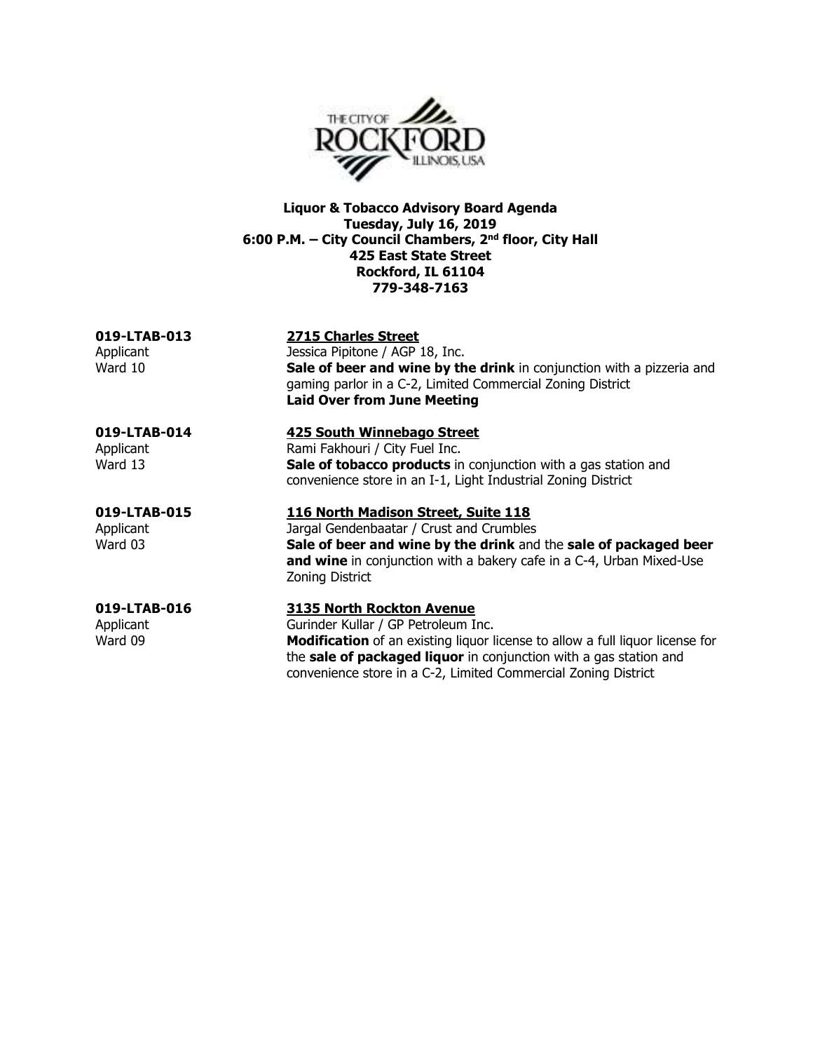**Liquor & Tobacco Advisory Board Agenda**
**Tuesday, July 16, 2019**
**6:00 P.M. – City Council Chambers, 2nd floor, City Hall**
**425 East State Street**
**Rockford, IL 61104**
**779-348-7163**

**019-LTAB-013** — **2715 Charles Street**
Applicant: Jessica Pipitone / AGP 18, Inc.
Ward 10: **Sale of beer and wine by the drink** in conjunction with a pizzeria and gaming parlor in a C-2, Limited Commercial Zoning District
**Laid Over from June Meeting**

**019-LTAB-014** — **425 South Winnebago Street**
Applicant: Rami Fakhouri / City Fuel Inc.
Ward 13: **Sale of tobacco products** in conjunction with a gas station and convenience store in an I-1, Light Industrial Zoning District

**019-LTAB-015** — **116 North Madison Street, Suite 118**
Applicant: Jargal Gendenbaatar / Crust and Crumbles
Ward 03: **Sale of beer and wine by the drink** and the **sale of packaged beer and wine** in conjunction with a bakery cafe in a C-4, Urban Mixed-Use Zoning District

**019-LTAB-016** — **3135 North Rockton Avenue**
Applicant: Gurinder Kullar / GP Petroleum Inc.
Ward 09: **Modification** of an existing liquor license to allow a full liquor license for the **sale of packaged liquor** in conjunction with a gas station and convenience store in a C-2, Limited Commercial Zoning District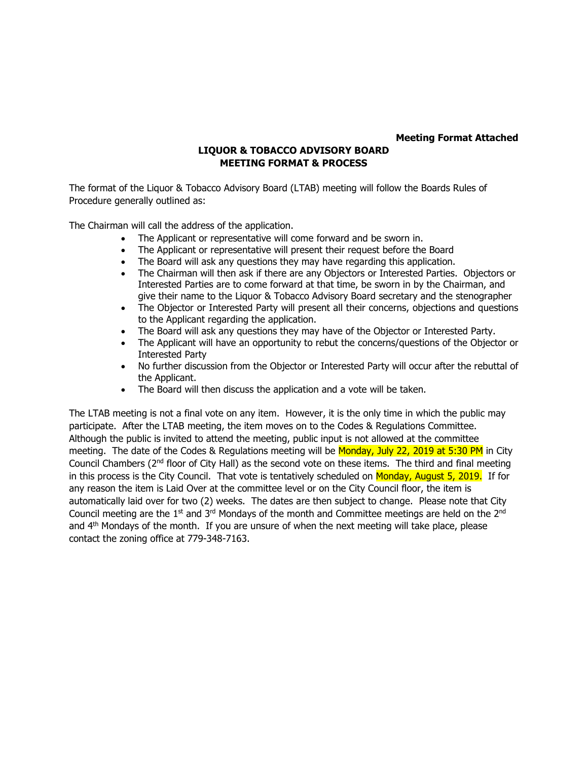**Meeting Format Attached**

## LIQUOR & TOBACCO ADVISORY BOARD
## MEETING FORMAT & PROCESS

The format of the Liquor & Tobacco Advisory Board (LTAB) meeting will follow the Boards Rules of Procedure generally outlined as:

The Chairman will call the address of the application.

- The Applicant or representative will come forward and be sworn in.
- The Applicant or representative will present their request before the Board
- The Board will ask any questions they may have regarding this application.
- The Chairman will then ask if there are any Objectors or Interested Parties. Objectors or Interested Parties are to come forward at that time, be sworn in by the Chairman, and give their name to the Liquor & Tobacco Advisory Board secretary and the stenographer
- The Objector or Interested Party will present all their concerns, objections and questions to the Applicant regarding the application.
- The Board will ask any questions they may have of the Objector or Interested Party.
- The Applicant will have an opportunity to rebut the concerns/questions of the Objector or Interested Party
- No further discussion from the Objector or Interested Party will occur after the rebuttal of the Applicant.
- The Board will then discuss the application and a vote will be taken.

The LTAB meeting is not a final vote on any item. However, it is the only time in which the public may participate. After the LTAB meeting, the item moves on to the Codes & Regulations Committee. Although the public is invited to attend the meeting, public input is not allowed at the committee meeting. The date of the Codes & Regulations meeting will be Monday, July 22, 2019 at 5:30 PM in City Council Chambers (2nd floor of City Hall) as the second vote on these items. The third and final meeting in this process is the City Council. That vote is tentatively scheduled on Monday, August 5, 2019. If for any reason the item is Laid Over at the committee level or on the City Council floor, the item is automatically laid over for two (2) weeks. The dates are then subject to change. Please note that City Council meeting are the 1st and 3rd Mondays of the month and Committee meetings are held on the 2nd and 4th Mondays of the month. If you are unsure of when the next meeting will take place, please contact the zoning office at 779-348-7163.